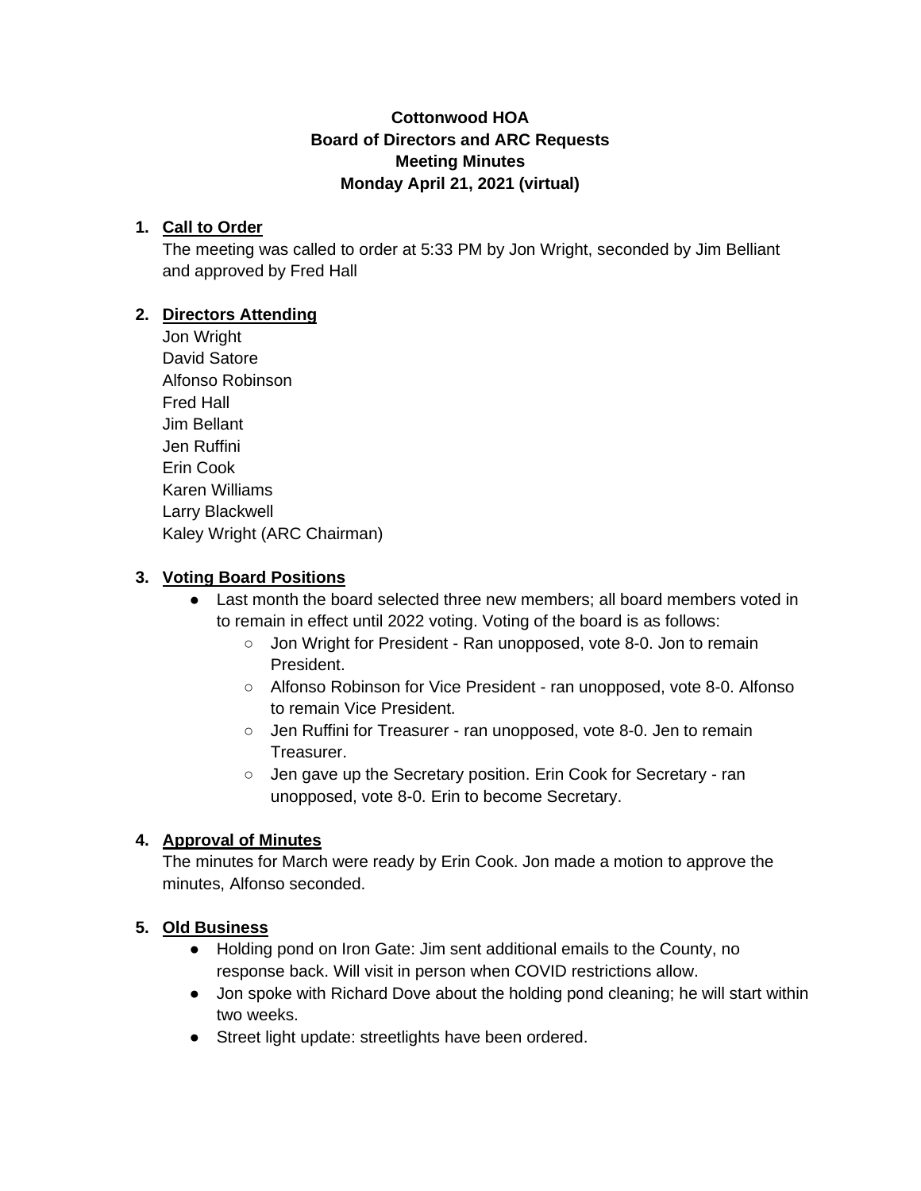**Cottonwood HOA**
**Board of Directors and ARC Requests**
**Meeting Minutes**
**Monday April 21, 2021 (virtual)**

1. **Call to Order**
   The meeting was called to order at 5:33 PM by Jon Wright, seconded by Jim Belliant and approved by Fred Hall

2. **Directors Attending**
   Jon Wright
   David Satore
   Alfonso Robinson
   Fred Hall
   Jim Bellant
   Jen Ruffini
   Erin Cook
   Karen Williams
   Larry Blackwell
   Kaley Wright (ARC Chairman)

3. **Voting Board Positions**
   - Last month the board selected three new members; all board members voted in to remain in effect until 2022 voting. Voting of the board is as follows:
     - Jon Wright for President - Ran unopposed, vote 8-0. Jon to remain President.
     - Alfonso Robinson for Vice President - ran unopposed, vote 8-0. Alfonso to remain Vice President.
     - Jen Ruffini for Treasurer - ran unopposed, vote 8-0. Jen to remain Treasurer.
     - Jen gave up the Secretary position. Erin Cook for Secretary - ran unopposed, vote 8-0. Erin to become Secretary.

4. **Approval of Minutes**
   The minutes for March were ready by Erin Cook. Jon made a motion to approve the minutes, Alfonso seconded.

5. **Old Business**
   - Holding pond on Iron Gate: Jim sent additional emails to the County, no response back. Will visit in person when COVID restrictions allow.
   - Jon spoke with Richard Dove about the holding pond cleaning; he will start within two weeks.
   - Street light update: streetlights have been ordered.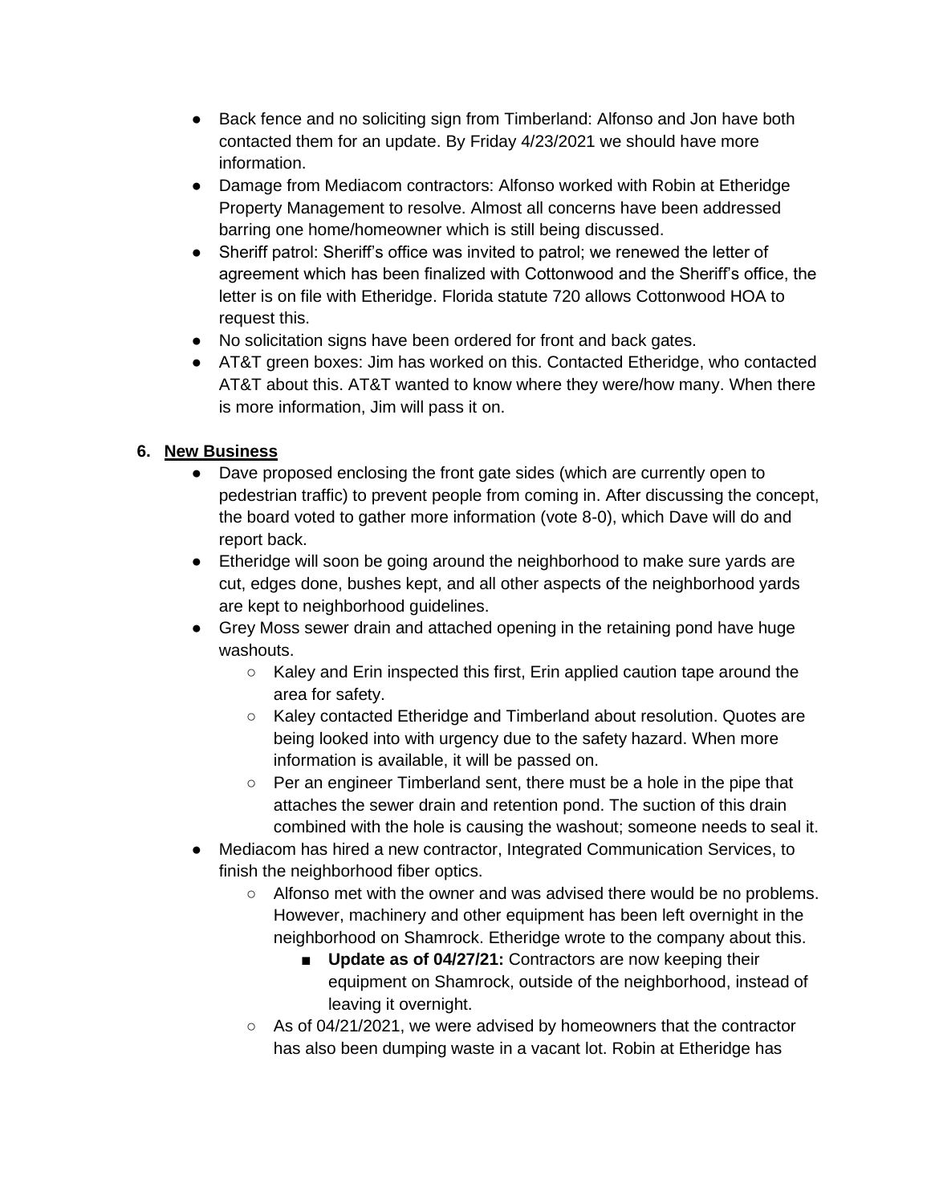- Back fence and no soliciting sign from Timberland: Alfonso and Jon have both contacted them for an update. By Friday 4/23/2021 we should have more information.
- Damage from Mediacom contractors: Alfonso worked with Robin at Etheridge Property Management to resolve. Almost all concerns have been addressed barring one home/homeowner which is still being discussed.
- Sheriff patrol: Sheriff's office was invited to patrol; we renewed the letter of agreement which has been finalized with Cottonwood and the Sheriff's office, the letter is on file with Etheridge. Florida statute 720 allows Cottonwood HOA to request this.
- No solicitation signs have been ordered for front and back gates.
- AT&T green boxes: Jim has worked on this. Contacted Etheridge, who contacted AT&T about this. AT&T wanted to know where they were/how many. When there is more information, Jim will pass it on.

## 6. New Business

- Dave proposed enclosing the front gate sides (which are currently open to pedestrian traffic) to prevent people from coming in. After discussing the concept, the board voted to gather more information (vote 8-0), which Dave will do and report back.
- Etheridge will soon be going around the neighborhood to make sure yards are cut, edges done, bushes kept, and all other aspects of the neighborhood yards are kept to neighborhood guidelines.
- Grey Moss sewer drain and attached opening in the retaining pond have huge washouts.
  - Kaley and Erin inspected this first, Erin applied caution tape around the area for safety.
  - Kaley contacted Etheridge and Timberland about resolution. Quotes are being looked into with urgency due to the safety hazard. When more information is available, it will be passed on.
  - Per an engineer Timberland sent, there must be a hole in the pipe that attaches the sewer drain and retention pond. The suction of this drain combined with the hole is causing the washout; someone needs to seal it.
- Mediacom has hired a new contractor, Integrated Communication Services, to finish the neighborhood fiber optics.
  - Alfonso met with the owner and was advised there would be no problems. However, machinery and other equipment has been left overnight in the neighborhood on Shamrock. Etheridge wrote to the company about this.
    - **Update as of 04/27/21:** Contractors are now keeping their equipment on Shamrock, outside of the neighborhood, instead of leaving it overnight.
  - As of 04/21/2021, we were advised by homeowners that the contractor has also been dumping waste in a vacant lot. Robin at Etheridge has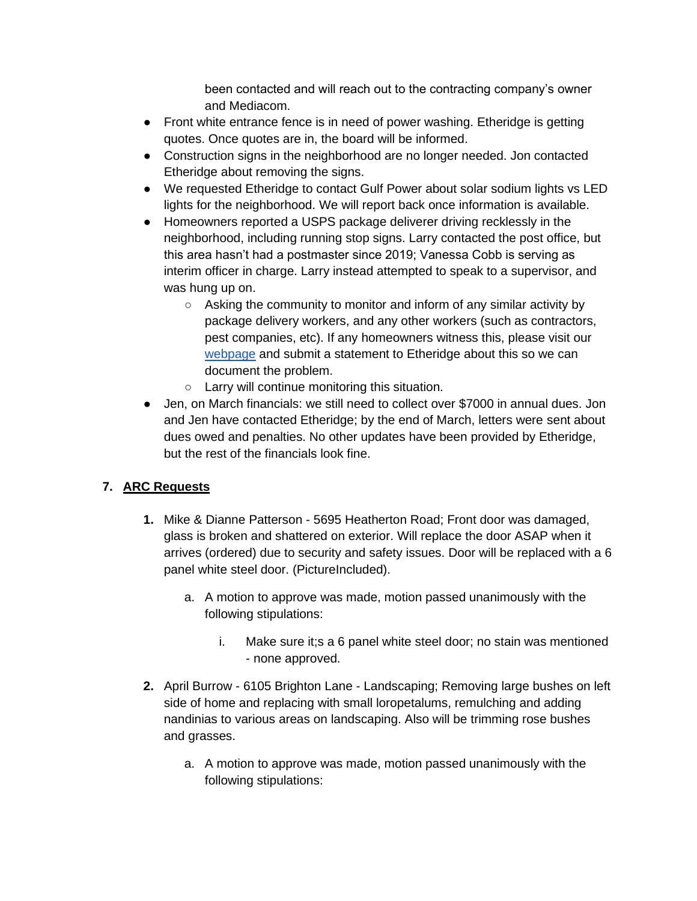been contacted and will reach out to the contracting company's owner and Mediacom.

- Front white entrance fence is in need of power washing. Etheridge is getting quotes. Once quotes are in, the board will be informed.
- Construction signs in the neighborhood are no longer needed. Jon contacted Etheridge about removing the signs.
- We requested Etheridge to contact Gulf Power about solar sodium lights vs LED lights for the neighborhood. We will report back once information is available.
- Homeowners reported a USPS package deliverer driving recklessly in the neighborhood, including running stop signs. Larry contacted the post office, but this area hasn't had a postmaster since 2019; Vanessa Cobb is serving as interim officer in charge. Larry instead attempted to speak to a supervisor, and was hung up on.
    - Asking the community to monitor and inform of any similar activity by package delivery workers, and any other workers (such as contractors, pest companies, etc). If any homeowners witness this, please visit our webpage and submit a statement to Etheridge about this so we can document the problem.
    - Larry will continue monitoring this situation.
- Jen, on March financials: we still need to collect over $7000 in annual dues. Jon and Jen have contacted Etheridge; by the end of March, letters were sent about dues owed and penalties. No other updates have been provided by Etheridge, but the rest of the financials look fine.

## 7. <u>ARC Requests</u>

1. Mike & Dianne Patterson - 5695 Heatherton Road; Front door was damaged, glass is broken and shattered on exterior. Will replace the door ASAP when it arrives (ordered) due to security and safety issues. Door will be replaced with a 6 panel white steel door. (PictureIncluded).
    a. A motion to approve was made, motion passed unanimously with the following stipulations:
        i. Make sure it;s a 6 panel white steel door; no stain was mentioned - none approved.
2. April Burrow - 6105 Brighton Lane - Landscaping; Removing large bushes on left side of home and replacing with small loropetalums, remulching and adding nandinias to various areas on landscaping. Also will be trimming rose bushes and grasses.
    a. A motion to approve was made, motion passed unanimously with the following stipulations: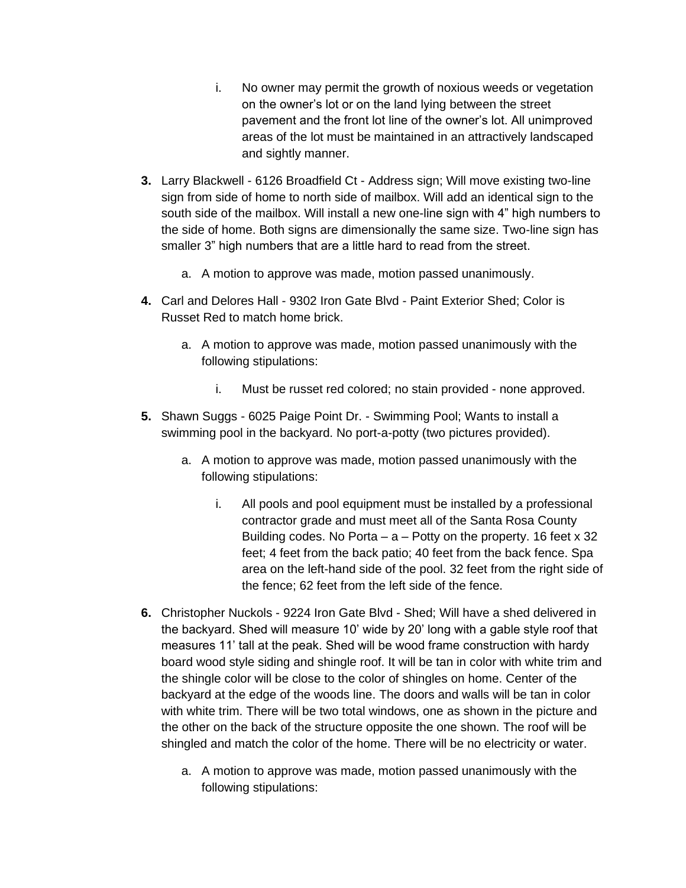i. No owner may permit the growth of noxious weeds or vegetation on the owner's lot or on the land lying between the street pavement and the front lot line of the owner's lot. All unimproved areas of the lot must be maintained in an attractively landscaped and sightly manner.

3. Larry Blackwell - 6126 Broadfield Ct - Address sign; Will move existing two-line sign from side of home to north side of mailbox. Will add an identical sign to the south side of the mailbox. Will install a new one-line sign with 4" high numbers to the side of home. Both signs are dimensionally the same size. Two-line sign has smaller 3" high numbers that are a little hard to read from the street.
   a. A motion to approve was made, motion passed unanimously.

4. Carl and Delores Hall - 9302 Iron Gate Blvd - Paint Exterior Shed; Color is Russet Red to match home brick.
   a. A motion to approve was made, motion passed unanimously with the following stipulations:
      i. Must be russet red colored; no stain provided - none approved.

5. Shawn Suggs - 6025 Paige Point Dr. - Swimming Pool; Wants to install a swimming pool in the backyard. No port-a-potty (two pictures provided).
   a. A motion to approve was made, motion passed unanimously with the following stipulations:
      i. All pools and pool equipment must be installed by a professional contractor grade and must meet all of the Santa Rosa County Building codes. No Porta – a – Potty on the property. 16 feet x 32 feet; 4 feet from the back patio; 40 feet from the back fence. Spa area on the left-hand side of the pool. 32 feet from the right side of the fence; 62 feet from the left side of the fence.

6. Christopher Nuckols - 9224 Iron Gate Blvd - Shed; Will have a shed delivered in the backyard. Shed will measure 10' wide by 20' long with a gable style roof that measures 11' tall at the peak. Shed will be wood frame construction with hardy board wood style siding and shingle roof. It will be tan in color with white trim and the shingle color will be close to the color of shingles on home. Center of the backyard at the edge of the woods line. The doors and walls will be tan in color with white trim. There will be two total windows, one as shown in the picture and the other on the back of the structure opposite the one shown. The roof will be shingled and match the color of the home. There will be no electricity or water.
   a. A motion to approve was made, motion passed unanimously with the following stipulations: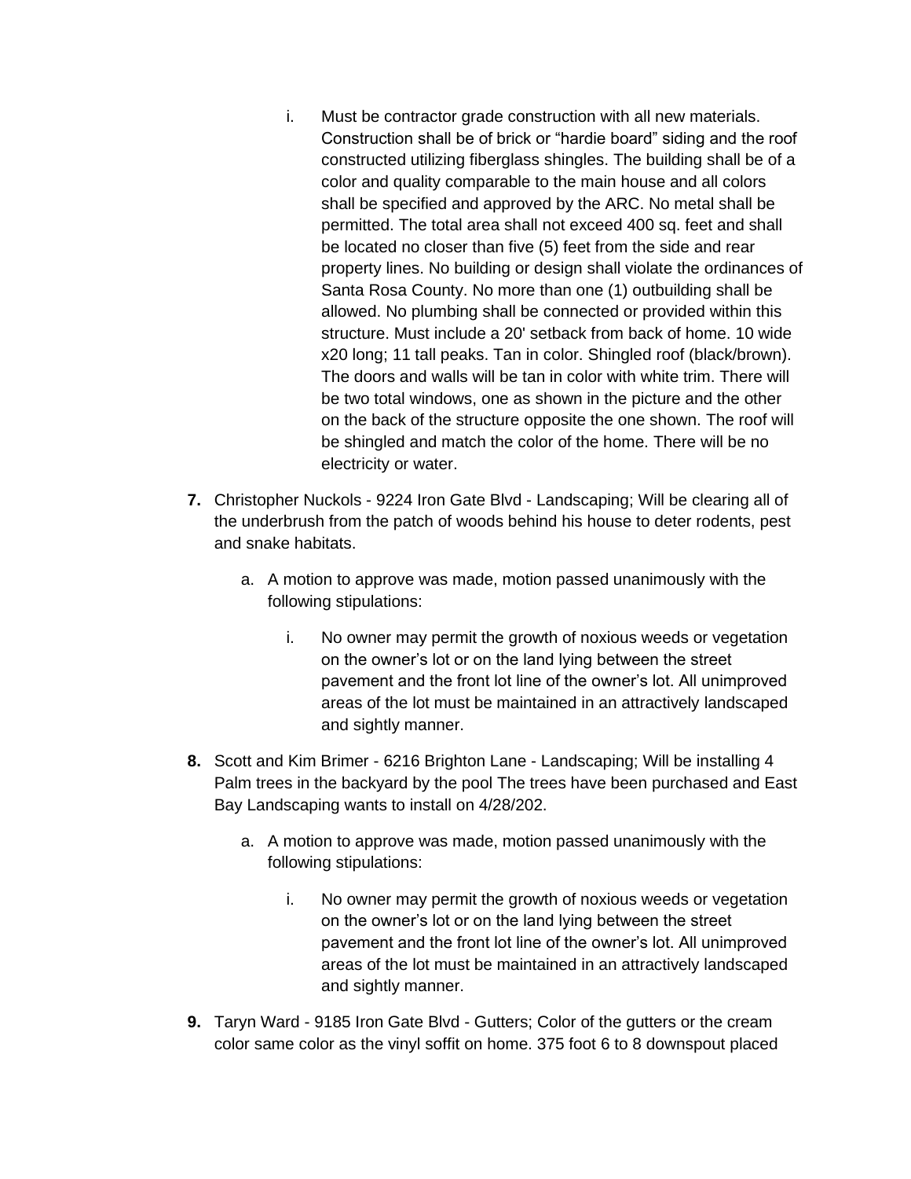- i. Must be contractor grade construction with all new materials. Construction shall be of brick or "hardie board" siding and the roof constructed utilizing fiberglass shingles. The building shall be of a color and quality comparable to the main house and all colors shall be specified and approved by the ARC. No metal shall be permitted. The total area shall not exceed 400 sq. feet and shall be located no closer than five (5) feet from the side and rear property lines. No building or design shall violate the ordinances of Santa Rosa County. No more than one (1) outbuilding shall be allowed. No plumbing shall be connected or provided within this structure. Must include a 20' setback from back of home. 10 wide x20 long; 11 tall peaks. Tan in color. Shingled roof (black/brown). The doors and walls will be tan in color with white trim. There will be two total windows, one as shown in the picture and the other on the back of the structure opposite the one shown. The roof will be shingled and match the color of the home. There will be no electricity or water.

**7.** Christopher Nuckols - 9224 Iron Gate Blvd - Landscaping; Will be clearing all of the underbrush from the patch of woods behind his house to deter rodents, pest and snake habitats.

   a. A motion to approve was made, motion passed unanimously with the following stipulations:

      i. No owner may permit the growth of noxious weeds or vegetation on the owner's lot or on the land lying between the street pavement and the front lot line of the owner's lot. All unimproved areas of the lot must be maintained in an attractively landscaped and sightly manner.

**8.** Scott and Kim Brimer - 6216 Brighton Lane - Landscaping; Will be installing 4 Palm trees in the backyard by the pool The trees have been purchased and East Bay Landscaping wants to install on 4/28/202.

   a. A motion to approve was made, motion passed unanimously with the following stipulations:

      i. No owner may permit the growth of noxious weeds or vegetation on the owner's lot or on the land lying between the street pavement and the front lot line of the owner's lot. All unimproved areas of the lot must be maintained in an attractively landscaped and sightly manner.

**9.** Taryn Ward - 9185 Iron Gate Blvd - Gutters; Color of the gutters or the cream color same color as the vinyl soffit on home. 375 foot 6 to 8 downspout placed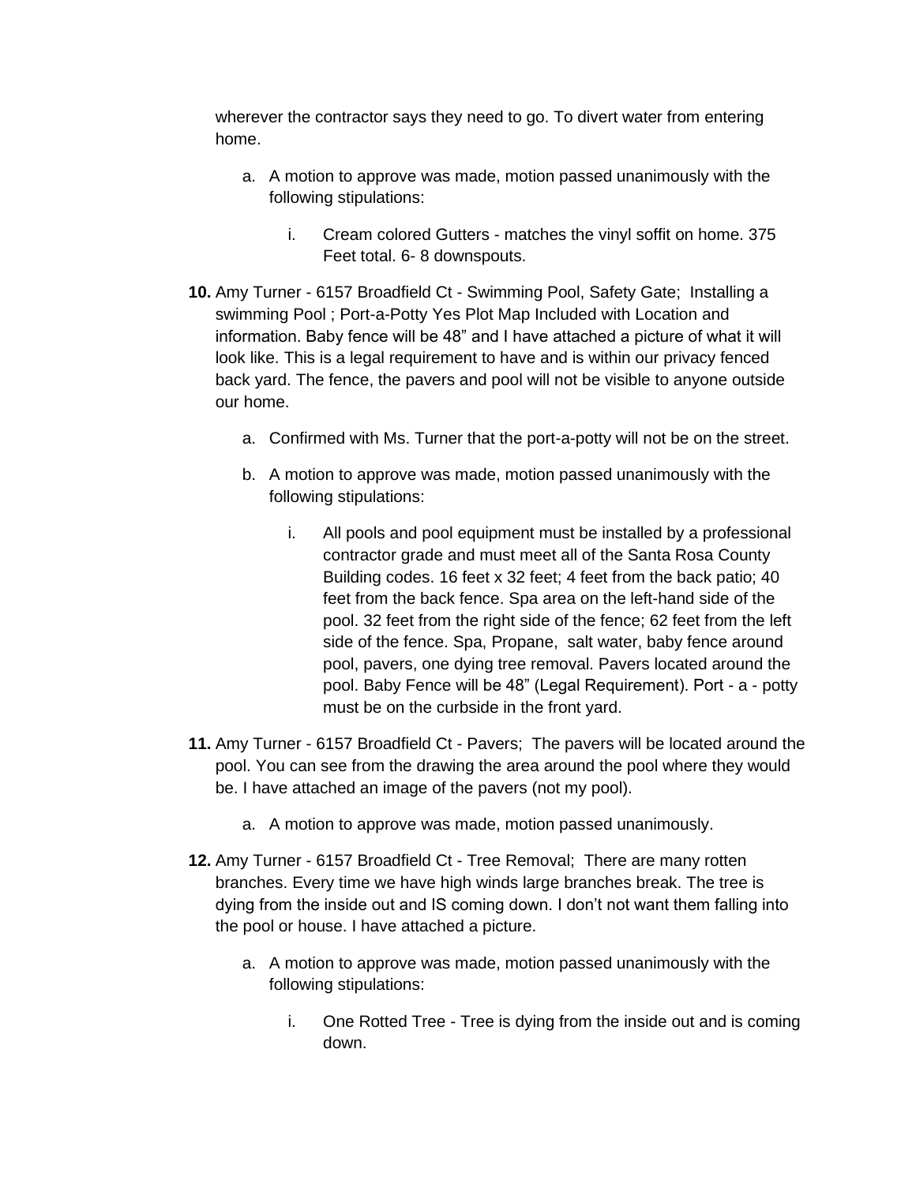wherever the contractor says they need to go. To divert water from entering home.

   a. A motion to approve was made, motion passed unanimously with the following stipulations:

      i. Cream colored Gutters - matches the vinyl soffit on home. 375 Feet total. 6- 8 downspouts.

**10.** Amy Turner - 6157 Broadfield Ct - Swimming Pool, Safety Gate;  Installing a swimming Pool ; Port-a-Potty Yes Plot Map Included with Location and information. Baby fence will be 48" and I have attached a picture of what it will look like. This is a legal requirement to have and is within our privacy fenced back yard. The fence, the pavers and pool will not be visible to anyone outside our home.

   a. Confirmed with Ms. Turner that the port-a-potty will not be on the street.

   b. A motion to approve was made, motion passed unanimously with the following stipulations:

      i. All pools and pool equipment must be installed by a professional contractor grade and must meet all of the Santa Rosa County Building codes. 16 feet x 32 feet; 4 feet from the back patio; 40 feet from the back fence. Spa area on the left-hand side of the pool. 32 feet from the right side of the fence; 62 feet from the left side of the fence. Spa, Propane,  salt water, baby fence around pool, pavers, one dying tree removal. Pavers located around the pool. Baby Fence will be 48" (Legal Requirement). Port - a - potty must be on the curbside in the front yard.

**11.** Amy Turner - 6157 Broadfield Ct - Pavers;  The pavers will be located around the pool. You can see from the drawing the area around the pool where they would be. I have attached an image of the pavers (not my pool).

   a. A motion to approve was made, motion passed unanimously.

**12.** Amy Turner - 6157 Broadfield Ct - Tree Removal;  There are many rotten branches. Every time we have high winds large branches break. The tree is dying from the inside out and IS coming down. I don't not want them falling into the pool or house. I have attached a picture.

   a. A motion to approve was made, motion passed unanimously with the following stipulations:

      i. One Rotted Tree - Tree is dying from the inside out and is coming down.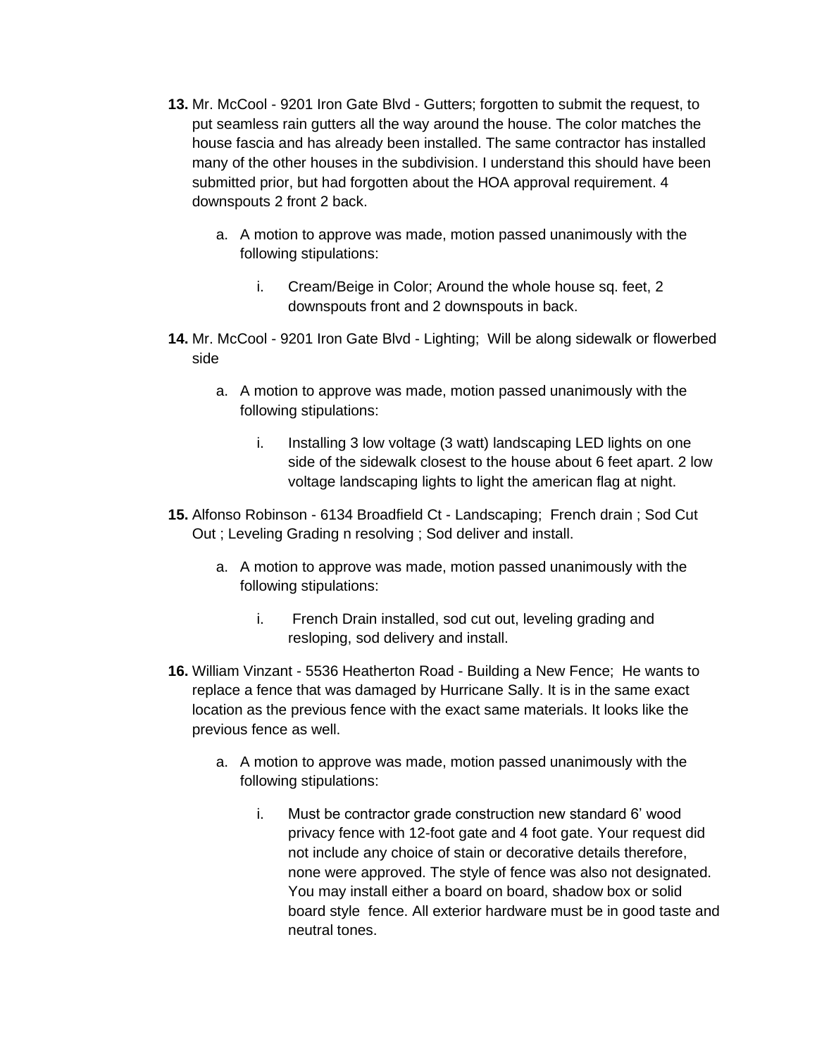13. **Mr. McCool** - 9201 Iron Gate Blvd - Gutters; forgotten to submit the request, to put seamless rain gutters all the way around the house. The color matches the house fascia and has already been installed. The same contractor has installed many of the other houses in the subdivision. I understand this should have been submitted prior, but had forgotten about the HOA approval requirement. 4 downspouts 2 front 2 back.

    a. A motion to approve was made, motion passed unanimously with the following stipulations:

        i. Cream/Beige in Color; Around the whole house sq. feet, 2 downspouts front and 2 downspouts in back.

14. Mr. McCool - 9201 Iron Gate Blvd - Lighting; Will be along sidewalk or flowerbed side

    a. A motion to approve was made, motion passed unanimously with the following stipulations:

        i. Installing 3 low voltage (3 watt) landscaping LED lights on one side of the sidewalk closest to the house about 6 feet apart. 2 low voltage landscaping lights to light the american flag at night.

15. Alfonso Robinson - 6134 Broadfield Ct - Landscaping; French drain ; Sod Cut Out ; Leveling Grading n resolving ; Sod deliver and install.

    a. A motion to approve was made, motion passed unanimously with the following stipulations:

        i. French Drain installed, sod cut out, leveling grading and resloping, sod delivery and install.

16. William Vinzant - 5536 Heatherton Road - Building a New Fence; He wants to replace a fence that was damaged by Hurricane Sally. It is in the same exact location as the previous fence with the exact same materials. It looks like the previous fence as well.

    a. A motion to approve was made, motion passed unanimously with the following stipulations:

        i. Must be contractor grade construction new standard 6' wood privacy fence with 12-foot gate and 4 foot gate. Your request did not include any choice of stain or decorative details therefore, none were approved. The style of fence was also not designated. You may install either a board on board, shadow box or solid board style fence. All exterior hardware must be in good taste and neutral tones.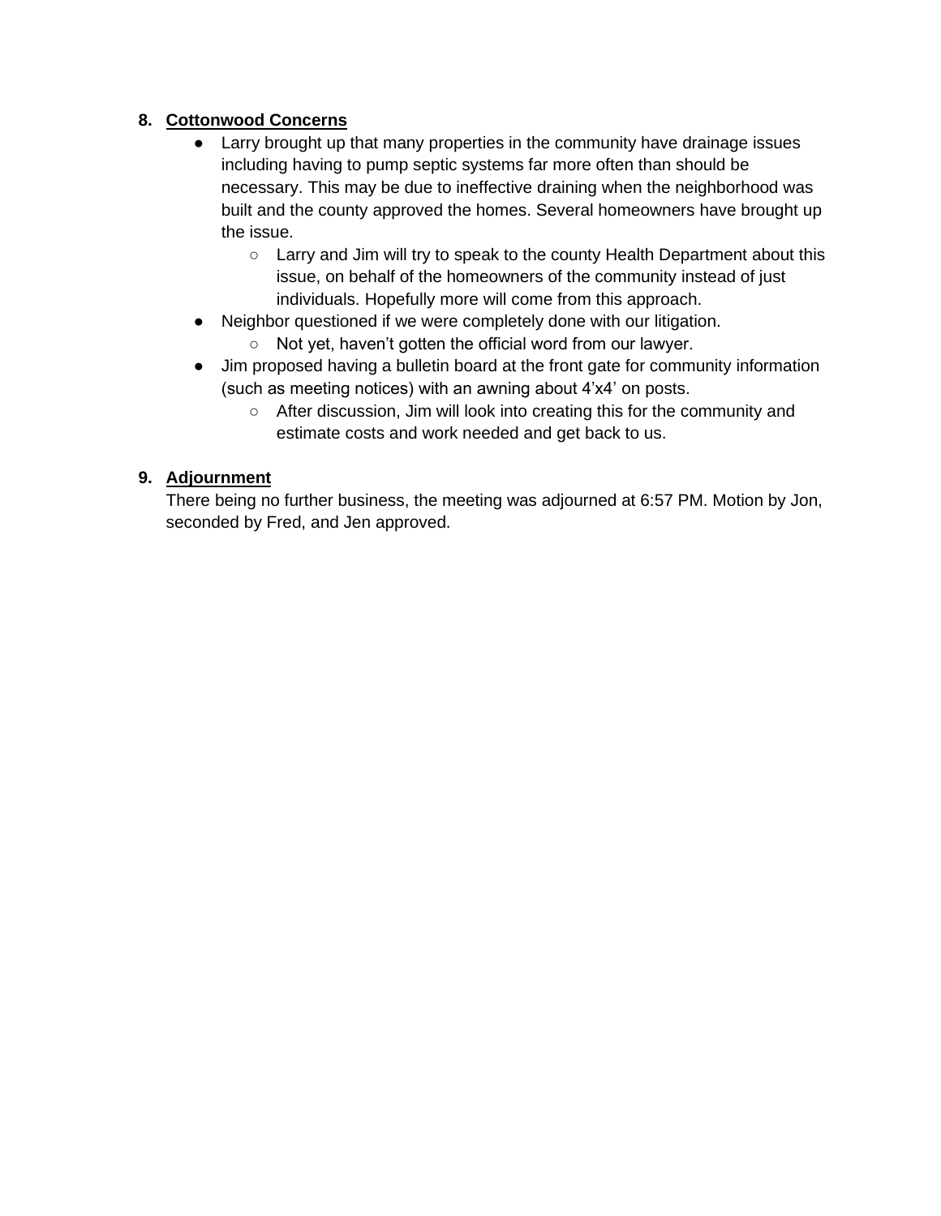8. **Cottonwood Concerns**
   - Larry brought up that many properties in the community have drainage issues including having to pump septic systems far more often than should be necessary. This may be due to ineffective draining when the neighborhood was built and the county approved the homes. Several homeowners have brought up the issue.
     - Larry and Jim will try to speak to the county Health Department about this issue, on behalf of the homeowners of the community instead of just individuals. Hopefully more will come from this approach.
   - Neighbor questioned if we were completely done with our litigation.
     - Not yet, haven't gotten the official word from our lawyer.
   - Jim proposed having a bulletin board at the front gate for community information (such as meeting notices) with an awning about 4'x4' on posts.
     - After discussion, Jim will look into creating this for the community and estimate costs and work needed and get back to us.

9. **Adjournment**

   There being no further business, the meeting was adjourned at 6:57 PM. Motion by Jon, seconded by Fred, and Jen approved.